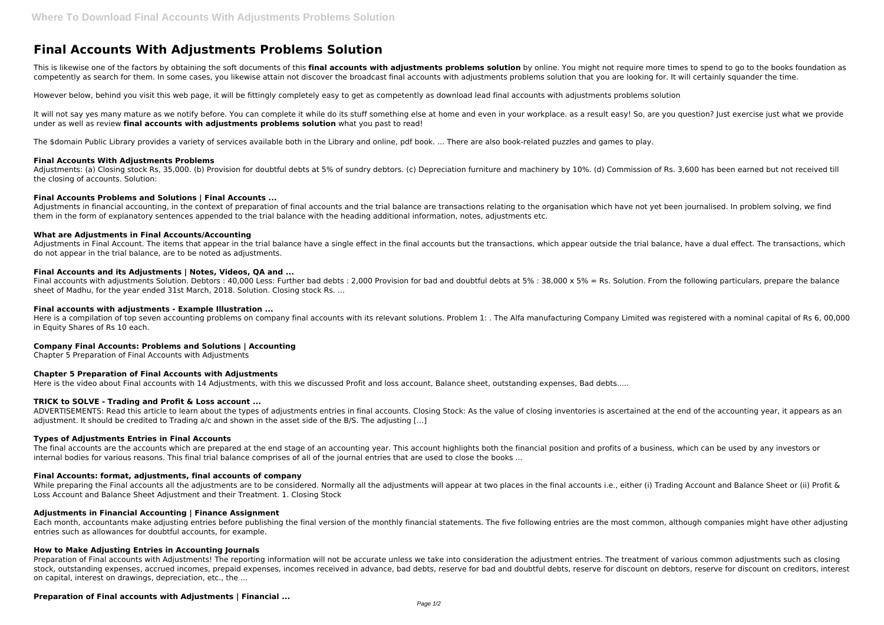# Final Accounts With Adjustments Problems Solution

This is likewise one of the factors by obtaining the soft documents of this **final accounts with adjustments problems solution** by online. You might not require more times to spend to go to the books foundation as competently as search for them. In some cases, you likewise attain not discover the broadcast final accounts with adjustments problems solution that you are looking for. It will certainly squander the time.

However below, behind you visit this web page, it will be fittingly completely easy to get as competently as download lead final accounts with adjustments problems solution

It will not say yes many mature as we notify before. You can complete it while do its stuff something else at home and even in your workplace. as a result easy! So, are you question? Just exercise just what we provide under as well as review **final accounts with adjustments problems solution** what you past to read!

The $domain Public Library provides a variety of services available both in the Library and online, pdf book. ... There are also book-related puzzles and games to play.

### Final Accounts With Adjustments Problems

Adjustments: (a) Closing stock Rs, 35,000. (b) Provision for doubtful debts at 5% of sundry debtors. (c) Depreciation furniture and machinery by 10%. (d) Commission of Rs. 3,600 has been earned but not received till the closing of accounts. Solution:

### Final Accounts Problems and Solutions | Final Accounts ...

Adjustments in financial accounting, in the context of preparation of final accounts and the trial balance are transactions relating to the organisation which have not yet been journalised. In problem solving, we find them in the form of explanatory sentences appended to the trial balance with the heading additional information, notes, adjustments etc.

### What are Adjustments in Final Accounts/Accounting

Adjustments in Final Account. The items that appear in the trial balance have a single effect in the final accounts but the transactions, which appear outside the trial balance, have a dual effect. The transactions, which do not appear in the trial balance, are to be noted as adjustments.

### Final Accounts and its Adjustments | Notes, Videos, QA and ...

Final accounts with adjustments Solution. Debtors : 40,000 Less: Further bad debts : 2,000 Provision for bad and doubtful debts at 5% : 38,000 x 5% = Rs. Solution. From the following particulars, prepare the balance sheet of Madhu, for the year ended 31st March, 2018. Solution. Closing stock Rs. ...

### Final accounts with adjustments - Example Illustration ...

Here is a compilation of top seven accounting problems on company final accounts with its relevant solutions. Problem 1: . The Alfa manufacturing Company Limited was registered with a nominal capital of Rs 6, 00,000 in Equity Shares of Rs 10 each.

### Company Final Accounts: Problems and Solutions | Accounting

Chapter 5 Preparation of Final Accounts with Adjustments

### Chapter 5 Preparation of Final Accounts with Adjustments

Here is the video about Final accounts with 14 Adjustments, with this we discussed Profit and loss account, Balance sheet, outstanding expenses, Bad debts.....

### TRICK to SOLVE - Trading and Profit & Loss account ...

ADVERTISEMENTS: Read this article to learn about the types of adjustments entries in final accounts. Closing Stock: As the value of closing inventories is ascertained at the end of the accounting year, it appears as an adjustment. It should be credited to Trading a/c and shown in the asset side of the B/S. The adjusting […]

### Types of Adjustments Entries in Final Accounts

The final accounts are the accounts which are prepared at the end stage of an accounting year. This account highlights both the financial position and profits of a business, which can be used by any investors or internal bodies for various reasons. This final trial balance comprises of all of the journal entries that are used to close the books ...

### Final Accounts: format, adjustments, final accounts of company

While preparing the Final accounts all the adjustments are to be considered. Normally all the adjustments will appear at two places in the final accounts i.e., either (i) Trading Account and Balance Sheet or (ii) Profit & Loss Account and Balance Sheet Adjustment and their Treatment. 1. Closing Stock

### Adjustments in Financial Accounting | Finance Assignment

Each month, accountants make adjusting entries before publishing the final version of the monthly financial statements. The five following entries are the most common, although companies might have other adjusting entries such as allowances for doubtful accounts, for example.

### How to Make Adjusting Entries in Accounting Journals

Preparation of Final accounts with Adjustments! The reporting information will not be accurate unless we take into consideration the adjustment entries. The treatment of various common adjustments such as closing stock, outstanding expenses, accrued incomes, prepaid expenses, incomes received in advance, bad debts, reserve for bad and doubtful debts, reserve for discount on debtors, reserve for discount on creditors, interest on capital, interest on drawings, depreciation, etc., the ...

### Preparation of Final accounts with Adjustments | Financial ...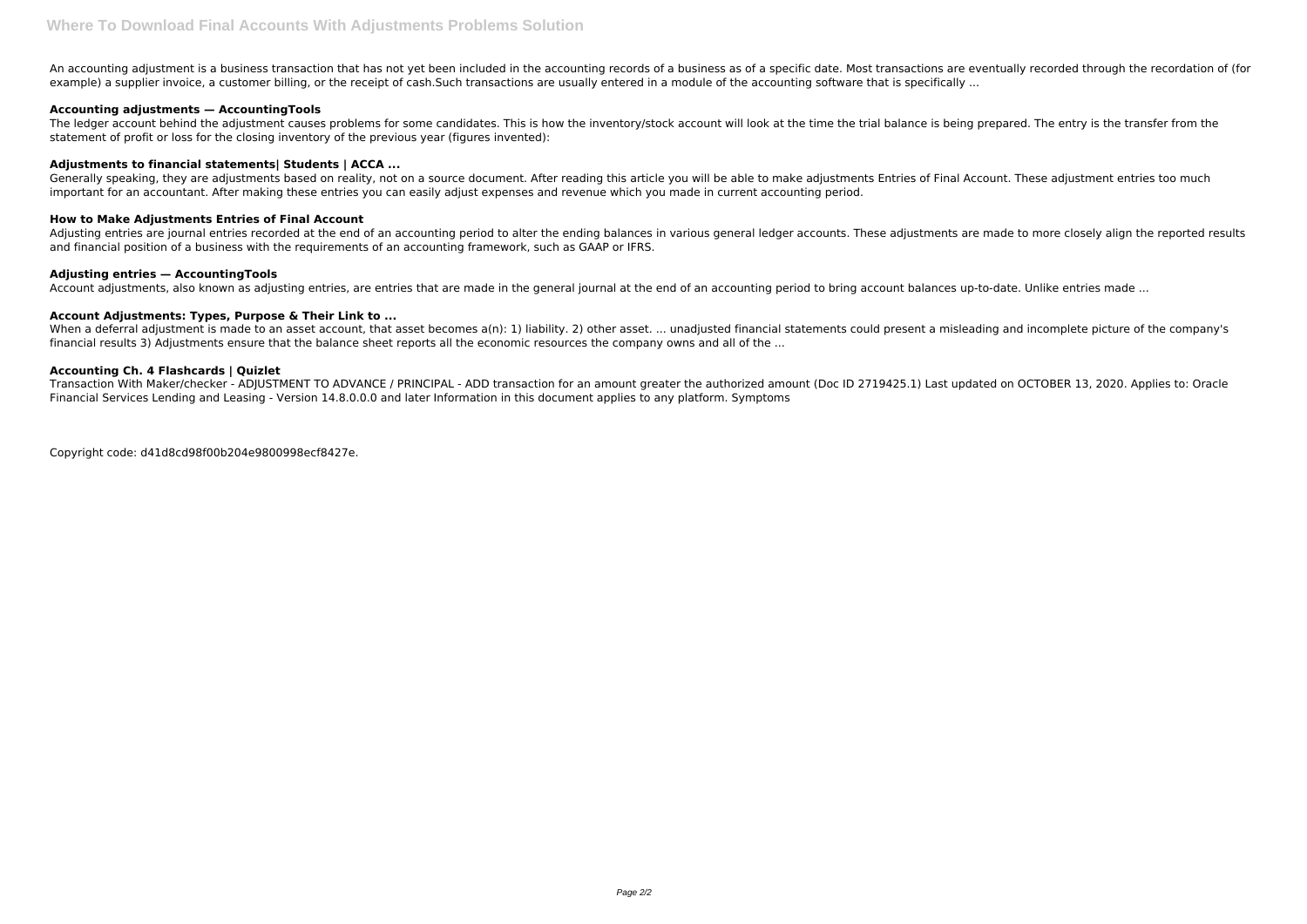An accounting adjustment is a business transaction that has not yet been included in the accounting records of a business as of a specific date. Most transactions are eventually recorded through the recordation of (for example) a supplier invoice, a customer billing, or the receipt of cash.Such transactions are usually entered in a module of the accounting software that is specifically ...

**Accounting adjustments — AccountingTools**

The ledger account behind the adjustment causes problems for some candidates. This is how the inventory/stock account will look at the time the trial balance is being prepared. The entry is the transfer from the statement of profit or loss for the closing inventory of the previous year (figures invented):

**Adjustments to financial statements| Students | ACCA ...**

Generally speaking, they are adjustments based on reality, not on a source document. After reading this article you will be able to make adjustments Entries of Final Account. These adjustment entries too much important for an accountant. After making these entries you can easily adjust expenses and revenue which you made in current accounting period.

**How to Make Adjustments Entries of Final Account**

Adjusting entries are journal entries recorded at the end of an accounting period to alter the ending balances in various general ledger accounts. These adjustments are made to more closely align the reported results and financial position of a business with the requirements of an accounting framework, such as GAAP or IFRS.

**Adjusting entries — AccountingTools**

Account adjustments, also known as adjusting entries, are entries that are made in the general journal at the end of an accounting period to bring account balances up-to-date. Unlike entries made ...

**Account Adjustments: Types, Purpose & Their Link to ...**

When a deferral adjustment is made to an asset account, that asset becomes a(n): 1) liability. 2) other asset. ... unadjusted financial statements could present a misleading and incomplete picture of the company's financial results 3) Adjustments ensure that the balance sheet reports all the economic resources the company owns and all of the ...

**Accounting Ch. 4 Flashcards | Quizlet**

Transaction With Maker/checker - ADJUSTMENT TO ADVANCE / PRINCIPAL - ADD transaction for an amount greater the authorized amount (Doc ID 2719425.1) Last updated on OCTOBER 13, 2020. Applies to: Oracle Financial Services Lending and Leasing - Version 14.8.0.0.0 and later Information in this document applies to any platform. Symptoms

Copyright code: d41d8cd98f00b204e9800998ecf8427e.